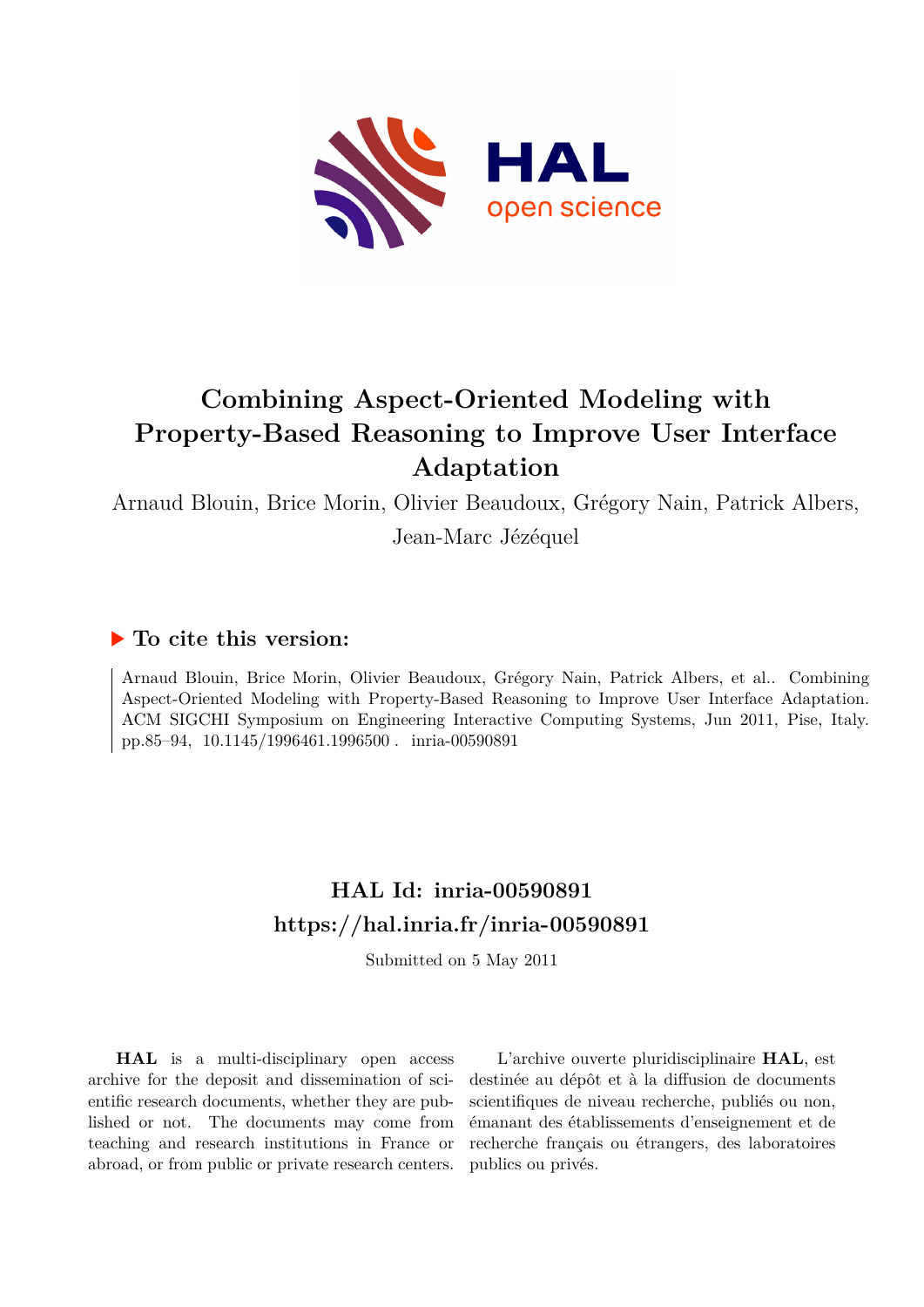# Combining Aspect-Oriented Modeling with Property-Based Reasoning to Improve User Interface Adaptation

Arnaud Blouin, Brice Morin, Olivier Beaudoux, Grégory Nain, Patrick Albers, Jean-Marc Jézéquel

## ▶ To cite this version:

Arnaud Blouin, Brice Morin, Olivier Beaudoux, Grégory Nain, Patrick Albers, et al.. Combining Aspect-Oriented Modeling with Property-Based Reasoning to Improve User Interface Adaptation. ACM SIGCHI Symposium on Engineering Interactive Computing Systems, Jun 2011, Pise, Italy. pp.85–94, 10.1145/1996461.1996500 . inria-00590891

## HAL Id: inria-00590891
## https://hal.inria.fr/inria-00590891

Submitted on 5 May 2011

**HAL** is a multi-disciplinary open access archive for the deposit and dissemination of scientific research documents, whether they are published or not. The documents may come from teaching and research institutions in France or abroad, or from public or private research centers.

L'archive ouverte pluridisciplinaire **HAL**, est destinée au dépôt et à la diffusion de documents scientifiques de niveau recherche, publiés ou non, émanant des établissements d'enseignement et de recherche français ou étrangers, des laboratoires publics ou privés.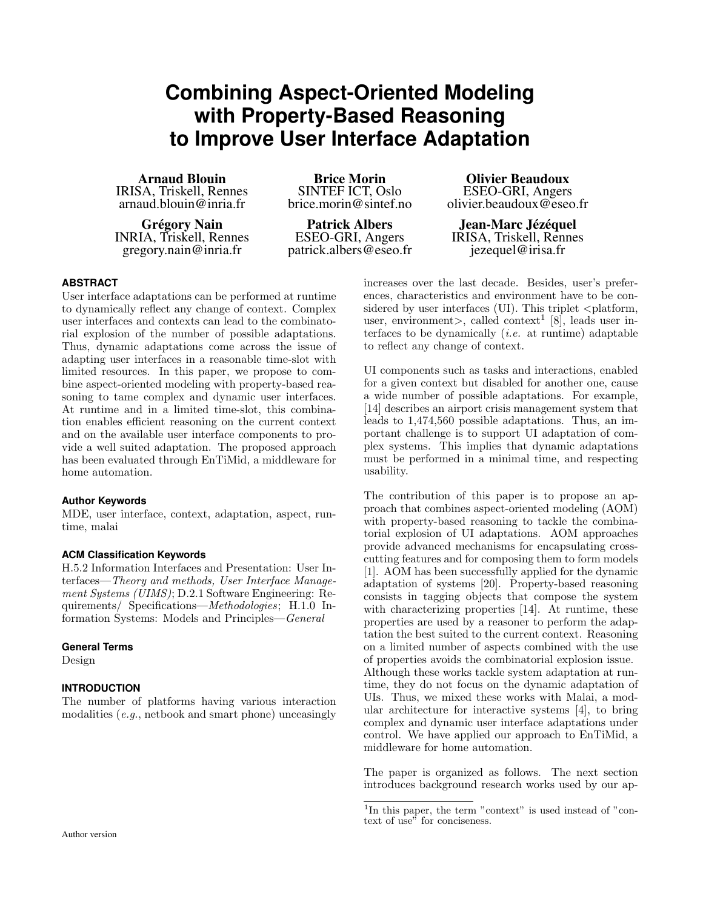# Combining Aspect-Oriented Modeling with Property-Based Reasoning to Improve User Interface Adaptation

**Arnaud Blouin**
IRISA, Triskell, Rennes
arnaud.blouin@inria.fr

**Brice Morin**
SINTEF ICT, Oslo
brice.morin@sintef.no

**Olivier Beaudoux**
ESEO-GRI, Angers
olivier.beaudoux@eseo.fr

**Grégory Nain**
INRIA, Triskell, Rennes
gregory.nain@inria.fr

**Patrick Albers**
ESEO-GRI, Angers
patrick.albers@eseo.fr

**Jean-Marc Jézéquel**
IRISA, Triskell, Rennes
jezequel@irisa.fr

### ABSTRACT

User interface adaptations can be performed at runtime to dynamically reflect any change of context. Complex user interfaces and contexts can lead to the combinatorial explosion of the number of possible adaptations. Thus, dynamic adaptations come across the issue of adapting user interfaces in a reasonable time-slot with limited resources. In this paper, we propose to combine aspect-oriented modeling with property-based reasoning to tame complex and dynamic user interfaces. At runtime and in a limited time-slot, this combination enables efficient reasoning on the current context and on the available user interface components to provide a well suited adaptation. The proposed approach has been evaluated through EnTiMid, a middleware for home automation.

#### Author Keywords

MDE, user interface, context, adaptation, aspect, runtime, malai

#### ACM Classification Keywords

H.5.2 Information Interfaces and Presentation: User Interfaces—*Theory and methods, User Interface Management Systems (UIMS)*; D.2.1 Software Engineering: Requirements/ Specifications—*Methodologies*; H.1.0 Information Systems: Models and Principles—*General*

#### General Terms

Design

### INTRODUCTION

The number of platforms having various interaction modalities (*e.g.*, netbook and smart phone) unceasingly increases over the last decade. Besides, user's preferences, characteristics and environment have to be considered by user interfaces (UI). This triplet <platform, user, environment>, called context[1] [8], leads user interfaces to be dynamically (*i.e.* at runtime) adaptable to reflect any change of context.

UI components such as tasks and interactions, enabled for a given context but disabled for another one, cause a wide number of possible adaptations. For example, [14] describes an airport crisis management system that leads to 1,474,560 possible adaptations. Thus, an important challenge is to support UI adaptation of complex systems. This implies that dynamic adaptations must be performed in a minimal time, and respecting usability.

The contribution of this paper is to propose an approach that combines aspect-oriented modeling (AOM) with property-based reasoning to tackle the combinatorial explosion of UI adaptations. AOM approaches provide advanced mechanisms for encapsulating cross-cutting features and for composing them to form models [1]. AOM has been successfully applied for the dynamic adaptation of systems [20]. Property-based reasoning consists in tagging objects that compose the system with characterizing properties [14]. At runtime, these properties are used by a reasoner to perform the adaptation the best suited to the current context. Reasoning on a limited number of aspects combined with the use of properties avoids the combinatorial explosion issue. Although these works tackle system adaptation at runtime, they do not focus on the dynamic adaptation of UIs. Thus, we mixed these works with Malai, a modular architecture for interactive systems [4], to bring complex and dynamic user interface adaptations under control. We have applied our approach to EnTiMid, a middleware for home automation.

The paper is organized as follows. The next section introduces background research works used by our ap-

[1]In this paper, the term "context" is used instead of "context of use" for conciseness.

Author version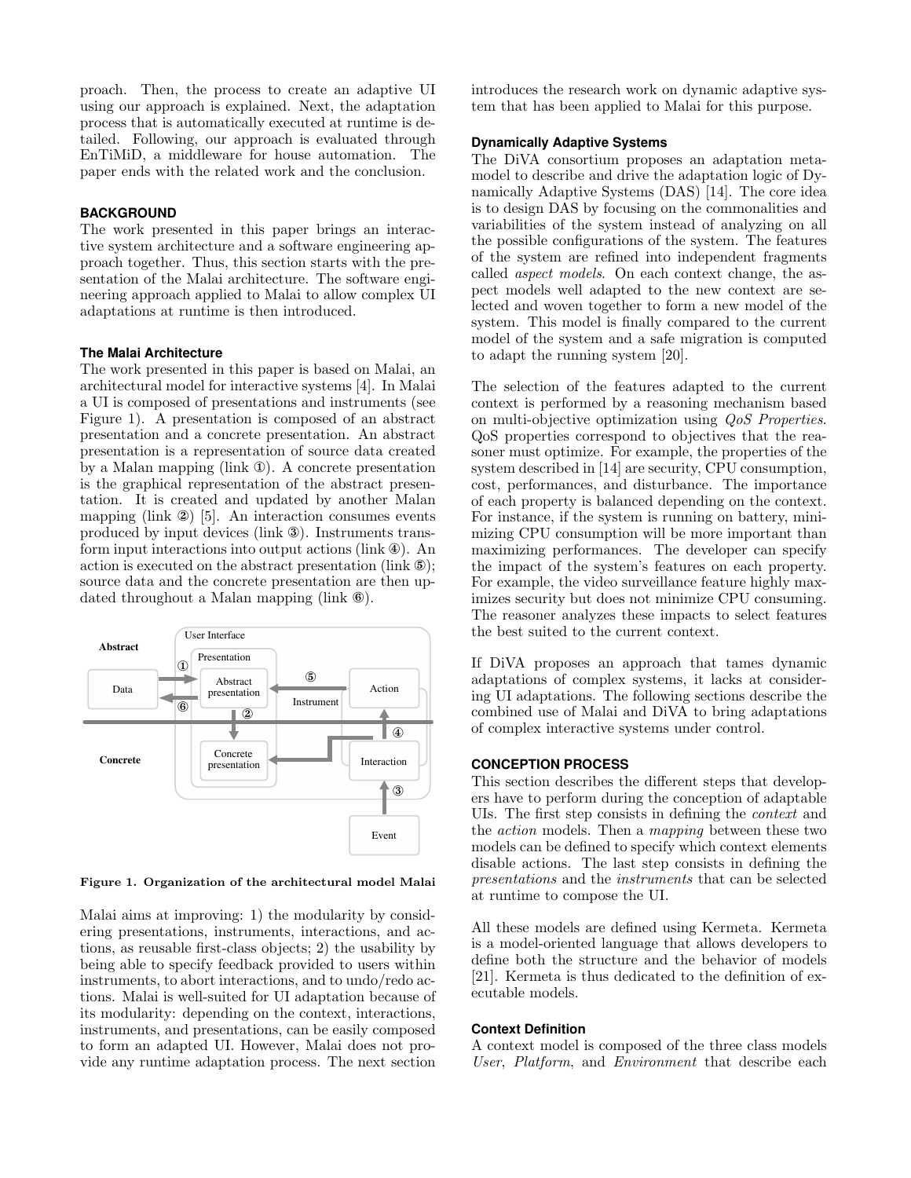proach. Then, the process to create an adaptive UI using our approach is explained. Next, the adaptation process that is automatically executed at runtime is detailed. Following, our approach is evaluated through EnTiMiD, a middleware for house automation. The paper ends with the related work and the conclusion.

## BACKGROUND

The work presented in this paper brings an interactive system architecture and a software engineering approach together. Thus, this section starts with the presentation of the Malai architecture. The software engineering approach applied to Malai to allow complex UI adaptations at runtime is then introduced.

### The Malai Architecture

The work presented in this paper is based on Malai, an architectural model for interactive systems [4]. In Malai a UI is composed of presentations and instruments (see Figure 1). A presentation is composed of an abstract presentation and a concrete presentation. An abstract presentation is a representation of source data created by a Malan mapping (link ①). A concrete presentation is the graphical representation of the abstract presentation. It is created and updated by another Malan mapping (link ②) [5]. An interaction consumes events produced by input devices (link ③). Instruments transform input interactions into output actions (link ④). An action is executed on the abstract presentation (link ⑤); source data and the concrete presentation are then updated throughout a Malan mapping (link ⑥).

**Figure 1. Organization of the architectural model Malai**

Malai aims at improving: 1) the modularity by considering presentations, instruments, interactions, and actions, as reusable first-class objects; 2) the usability by being able to specify feedback provided to users within instruments, to abort interactions, and to undo/redo actions. Malai is well-suited for UI adaptation because of its modularity: depending on the context, interactions, instruments, and presentations, can be easily composed to form an adapted UI. However, Malai does not provide any runtime adaptation process. The next section introduces the research work on dynamic adaptive system that has been applied to Malai for this purpose.

### Dynamically Adaptive Systems

The DiVA consortium proposes an adaptation metamodel to describe and drive the adaptation logic of Dynamically Adaptive Systems (DAS) [14]. The core idea is to design DAS by focusing on the commonalities and variabilities of the system instead of analyzing on all the possible configurations of the system. The features of the system are refined into independent fragments called *aspect models*. On each context change, the aspect models well adapted to the new context are selected and woven together to form a new model of the system. This model is finally compared to the current model of the system and a safe migration is computed to adapt the running system [20].

The selection of the features adapted to the current context is performed by a reasoning mechanism based on multi-objective optimization using *QoS Properties*. QoS properties correspond to objectives that the reasoner must optimize. For example, the properties of the system described in [14] are security, CPU consumption, cost, performances, and disturbance. The importance of each property is balanced depending on the context. For instance, if the system is running on battery, minimizing CPU consumption will be more important than maximizing performances. The developer can specify the impact of the system's features on each property. For example, the video surveillance feature highly maximizes security but does not minimize CPU consuming. The reasoner analyzes these impacts to select features the best suited to the current context.

If DiVA proposes an approach that tames dynamic adaptations of complex systems, it lacks at considering UI adaptations. The following sections describe the combined use of Malai and DiVA to bring adaptations of complex interactive systems under control.

## CONCEPTION PROCESS

This section describes the different steps that developers have to perform during the conception of adaptable UIs. The first step consists in defining the *context* and the *action* models. Then a *mapping* between these two models can be defined to specify which context elements disable actions. The last step consists in defining the *presentations* and the *instruments* that can be selected at runtime to compose the UI.

All these models are defined using Kermeta. Kermeta is a model-oriented language that allows developers to define both the structure and the behavior of models [21]. Kermeta is thus dedicated to the definition of executable models.

### Context Definition

A context model is composed of the three class models *User*, *Platform*, and *Environment* that describe each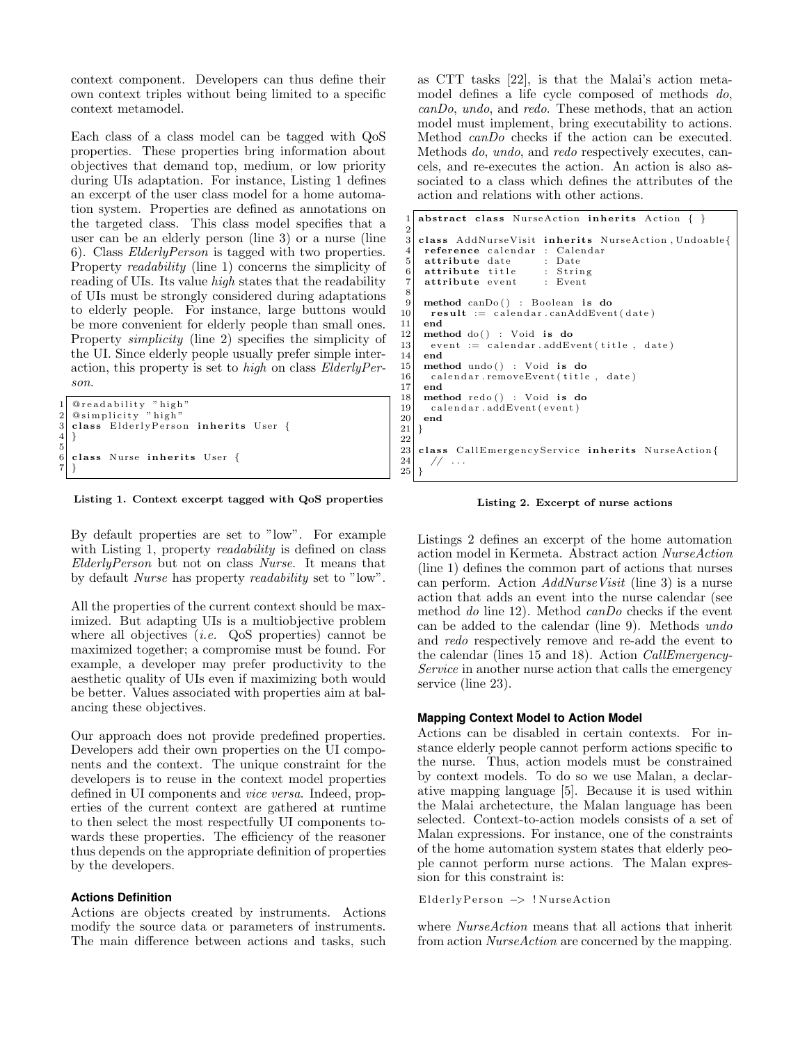context component. Developers can thus define their own context triples without being limited to a specific context metamodel.

Each class of a class model can be tagged with QoS properties. These properties bring information about objectives that demand top, medium, or low priority during UIs adaptation. For instance, Listing 1 defines an excerpt of the user class model for a home automation system. Properties are defined as annotations on the targeted class. This class model specifies that a user can be an elderly person (line 3) or a nurse (line 6). Class *ElderlyPerson* is tagged with two properties. Property *readability* (line 1) concerns the simplicity of reading of UIs. Its value *high* states that the readability of UIs must be strongly considered during adaptations to elderly people. For instance, large buttons would be more convenient for elderly people than small ones. Property *simplicity* (line 2) specifies the simplicity of the UI. Since elderly people usually prefer simple interaction, this property is set to *high* on class *ElderlyPerson*.

```
1 @readability "high"
2 @simplicity "high"
3 class ElderlyPerson inherits User {
4 }
5
6 class Nurse inherits User {
7 }
```

**Listing 1. Context excerpt tagged with QoS properties**

By default properties are set to "low". For example with Listing 1, property *readability* is defined on class *ElderlyPerson* but not on class *Nurse*. It means that by default *Nurse* has property *readability* set to "low".

All the properties of the current context should be maximized. But adapting UIs is a multiobjective problem where all objectives (*i.e.* QoS properties) cannot be maximized together; a compromise must be found. For example, a developer may prefer productivity to the aesthetic quality of UIs even if maximizing both would be better. Values associated with properties aim at balancing these objectives.

Our approach does not provide predefined properties. Developers add their own properties on the UI components and the context. The unique constraint for the developers is to reuse in the context model properties defined in UI components and *vice versa*. Indeed, properties of the current context are gathered at runtime to then select the most respectfully UI components towards these properties. The efficiency of the reasoner thus depends on the appropriate definition of properties by the developers.

#### Actions Definition

Actions are objects created by instruments. Actions modify the source data or parameters of instruments. The main difference between actions and tasks, such as CTT tasks [22], is that the Malai's action metamodel defines a life cycle composed of methods *do*, *canDo*, *undo*, and *redo*. These methods, that an action model must implement, bring executability to actions. Method *canDo* checks if the action can be executed. Methods *do*, *undo*, and *redo* respectively executes, cancels, and re-executes the action. An action is also associated to a class which defines the attributes of the action and relations with other actions.

```
1  abstract class NurseAction inherits Action { }
2
3  class AddNurseVisit inherits NurseAction, Undoable{
4   reference calendar : Calendar
5   attribute date     : Date
6   attribute title    : String
7   attribute event    : Event
8
9   method canDo() : Boolean is do
10   result := calendar.canAddEvent(date)
11  end
12  method do() : Void is do
13   event := calendar.addEvent(title, date)
14  end
15  method undo() : Void is do
16   calendar.removeEvent(title, date)
17  end
18  method redo() : Void is do
19   calendar.addEvent(event)
20  end
21 }
22
23 class CallEmergencyService inherits NurseAction{
24   // ...
25 }
```

**Listing 2. Excerpt of nurse actions**

Listings 2 defines an excerpt of the home automation action model in Kermeta. Abstract action *NurseAction* (line 1) defines the common part of actions that nurses can perform. Action *AddNurseVisit* (line 3) is a nurse action that adds an event into the nurse calendar (see method *do* line 12). Method *canDo* checks if the event can be added to the calendar (line 9). Methods *undo* and *redo* respectively remove and re-add the event to the calendar (lines 15 and 18). Action *CallEmergencyService* in another nurse action that calls the emergency service (line 23).

#### Mapping Context Model to Action Model

Actions can be disabled in certain contexts. For instance elderly people cannot perform actions specific to the nurse. Thus, action models must be constrained by context models. To do so we use Malan, a declarative mapping language [5]. Because it is used within the Malai archetecture, the Malan language has been selected. Context-to-action models consists of a set of Malan expressions. For instance, one of the constraints of the home automation system states that elderly people cannot perform nurse actions. The Malan expression for this constraint is:

```
ElderlyPerson -> !NurseAction
```

where *NurseAction* means that all actions that inherit from action *NurseAction* are concerned by the mapping.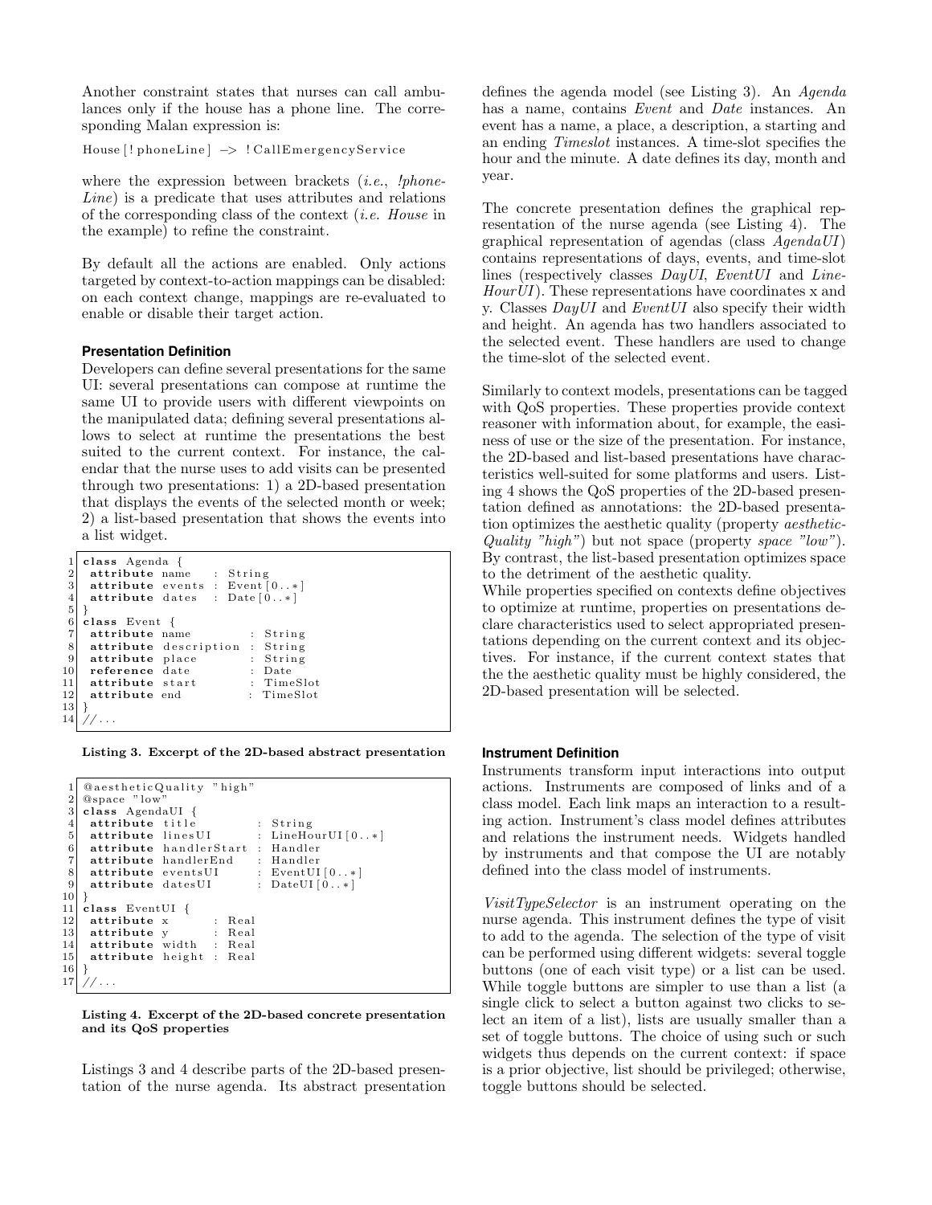Another constraint states that nurses can call ambulances only if the house has a phone line. The corresponding Malan expression is:

```
House[!phoneLine] -> !CallEmergencyService
```

where the expression between brackets (*i.e.*, *!phoneLine*) is a predicate that uses attributes and relations of the corresponding class of the context (*i.e. House* in the example) to refine the constraint.

By default all the actions are enabled. Only actions targeted by context-to-action mappings can be disabled: on each context change, mappings are re-evaluated to enable or disable their target action.

### Presentation Definition

Developers can define several presentations for the same UI: several presentations can compose at runtime the same UI to provide users with different viewpoints on the manipulated data; defining several presentations allows to select at runtime the presentations the best suited to the current context. For instance, the calendar that the nurse uses to add visits can be presented through two presentations: 1) a 2D-based presentation that displays the events of the selected month or week; 2) a list-based presentation that shows the events into a list widget.

```
1  class Agenda {
2    attribute name    : String
3    attribute events  : Event[0..*]
4    attribute dates   : Date[0..*]
5  }
6  class Event {
7    attribute name          : String
8    attribute description   : String
9    attribute place         : String
10   reference date          : Date
11   attribute start         : TimeSlot
12   attribute end           : TimeSlot
13 }
14 //...
```

**Listing 3. Excerpt of the 2D-based abstract presentation**

```
1  @aestheticQuality "high"
2  @space "low"
3  class AgendaUI {
4    attribute title          : String
5    attribute linesUI        : LineHourUI[0..*]
6    attribute handlerStart   : Handler
7    attribute handlerEnd     : Handler
8    attribute eventsUI       : EventUI[0..*]
9    attribute datesUI        : DateUI[0..*]
10 }
11 class EventUI {
12   attribute x       : Real
13   attribute y       : Real
14   attribute width   : Real
15   attribute height  : Real
16 }
17 //...
```

**Listing 4. Excerpt of the 2D-based concrete presentation and its QoS properties**

Listings 3 and 4 describe parts of the 2D-based presentation of the nurse agenda. Its abstract presentation defines the agenda model (see Listing 3). An *Agenda* has a name, contains *Event* and *Date* instances. An event has a name, a place, a description, a starting and an ending *Timeslot* instances. A time-slot specifies the hour and the minute. A date defines its day, month and year.

The concrete presentation defines the graphical representation of the nurse agenda (see Listing 4). The graphical representation of agendas (class *AgendaUI*) contains representations of days, events, and time-slot lines (respectively classes *DayUI*, *EventUI* and *LineHourUI*). These representations have coordinates x and y. Classes *DayUI* and *EventUI* also specify their width and height. An agenda has two handlers associated to the selected event. These handlers are used to change the time-slot of the selected event.

Similarly to context models, presentations can be tagged with QoS properties. These properties provide context reasoner with information about, for example, the easiness of use or the size of the presentation. For instance, the 2D-based and list-based presentations have characteristics well-suited for some platforms and users. Listing 4 shows the QoS properties of the 2D-based presentation defined as annotations: the 2D-based presentation optimizes the aesthetic quality (property *aestheticQuality "high"*) but not space (property *space "low"*). By contrast, the list-based presentation optimizes space to the detriment of the aesthetic quality.

While properties specified on contexts define objectives to optimize at runtime, properties on presentations declare characteristics used to select appropriated presentations depending on the current context and its objectives. For instance, if the current context states that the the aesthetic quality must be highly considered, the 2D-based presentation will be selected.

### Instrument Definition

Instruments transform input interactions into output actions. Instruments are composed of links and of a class model. Each link maps an interaction to a resulting action. Instrument's class model defines attributes and relations the instrument needs. Widgets handled by instruments and that compose the UI are notably defined into the class model of instruments.

*VisitTypeSelector* is an instrument operating on the nurse agenda. This instrument defines the type of visit to add to the agenda. The selection of the type of visit can be performed using different widgets: several toggle buttons (one of each visit type) or a list can be used. While toggle buttons are simpler to use than a list (a single click to select a button against two clicks to select an item of a list), lists are usually smaller than a set of toggle buttons. The choice of using such or such widgets thus depends on the current context: if space is a prior objective, list should be privileged; otherwise, toggle buttons should be selected.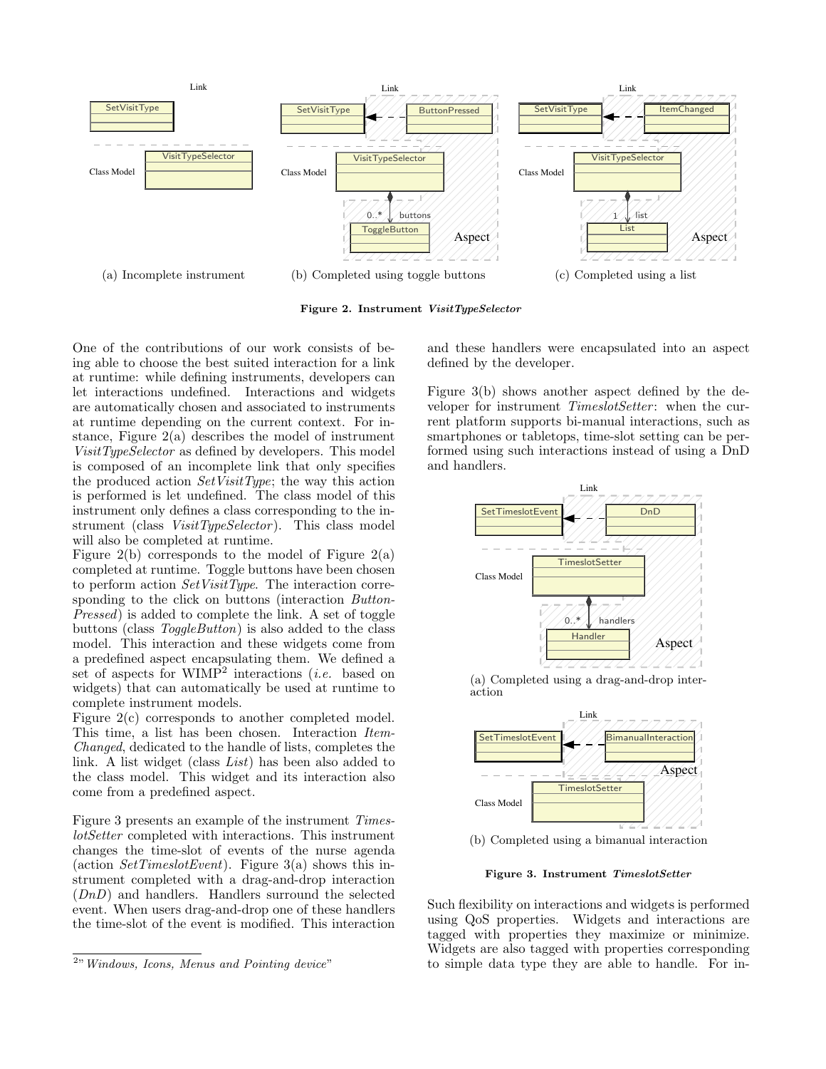Link

SetVisitType

Class Model VisitTypeSelector

(a) Incomplete instrument

Link

SetVisitType ButtonPressed

Class Model VisitTypeSelector

0..* buttons

ToggleButton Aspect

(b) Completed using toggle buttons

Link

SetVisitType ItemChanged

Class Model VisitTypeSelector

1 list

List Aspect

(c) Completed using a list

**Figure 2. Instrument *VisitTypeSelector***

One of the contributions of our work consists of being able to choose the best suited interaction for a link at runtime: while defining instruments, developers can let interactions undefined. Interactions and widgets are automatically chosen and associated to instruments at runtime depending on the current context. For instance, Figure 2(a) describes the model of instrument *VisitTypeSelector* as defined by developers. This model is composed of an incomplete link that only specifies the produced action *SetVisitType*; the way this action is performed is let undefined. The class model of this instrument only defines a class corresponding to the instrument (class *VisitTypeSelector*). This class model will also be completed at runtime.

Figure 2(b) corresponds to the model of Figure 2(a) completed at runtime. Toggle buttons have been chosen to perform action *SetVisitType*. The interaction corresponding to the click on buttons (interaction *ButtonPressed*) is added to complete the link. A set of toggle buttons (class *ToggleButton*) is also added to the class model. This interaction and these widgets come from a predefined aspect encapsulating them. We defined a set of aspects for WIMP[2] interactions (*i.e.* based on widgets) that can automatically be used at runtime to complete instrument models.

Figure 2(c) corresponds to another completed model. This time, a list has been chosen. Interaction *ItemChanged*, dedicated to the handle of lists, completes the link. A list widget (class *List*) has been also added to the class model. This widget and its interaction also come from a predefined aspect.

Figure 3 presents an example of the instrument *TimeslotSetter* completed with interactions. This instrument changes the time-slot of events of the nurse agenda (action *SetTimeslotEvent*). Figure 3(a) shows this instrument completed with a drag-and-drop interaction (*DnD*) and handlers. Handlers surround the selected event. When users drag-and-drop one of these handlers the time-slot of the event is modified. This interaction and these handlers were encapsulated into an aspect defined by the developer.

Figure 3(b) shows another aspect defined by the developer for instrument *TimeslotSetter*: when the current platform supports bi-manual interactions, such as smartphones or tabletops, time-slot setting can be performed using such interactions instead of using a DnD and handlers.

Link

SetTimeslotEvent DnD

Class Model TimeslotSetter

0..* handlers

Handler Aspect

(a) Completed using a drag-and-drop interaction

Link

SetTimeslotEvent BimanualInteraction

Aspect

Class Model TimeslotSetter

(b) Completed using a bimanual interaction

**Figure 3. Instrument *TimeslotSetter***

Such flexibility on interactions and widgets is performed using QoS properties. Widgets and interactions are tagged with properties they maximize or minimize. Widgets are also tagged with properties corresponding to simple data type they are able to handle. For in-

[2] "*Windows, Icons, Menus and Pointing device*"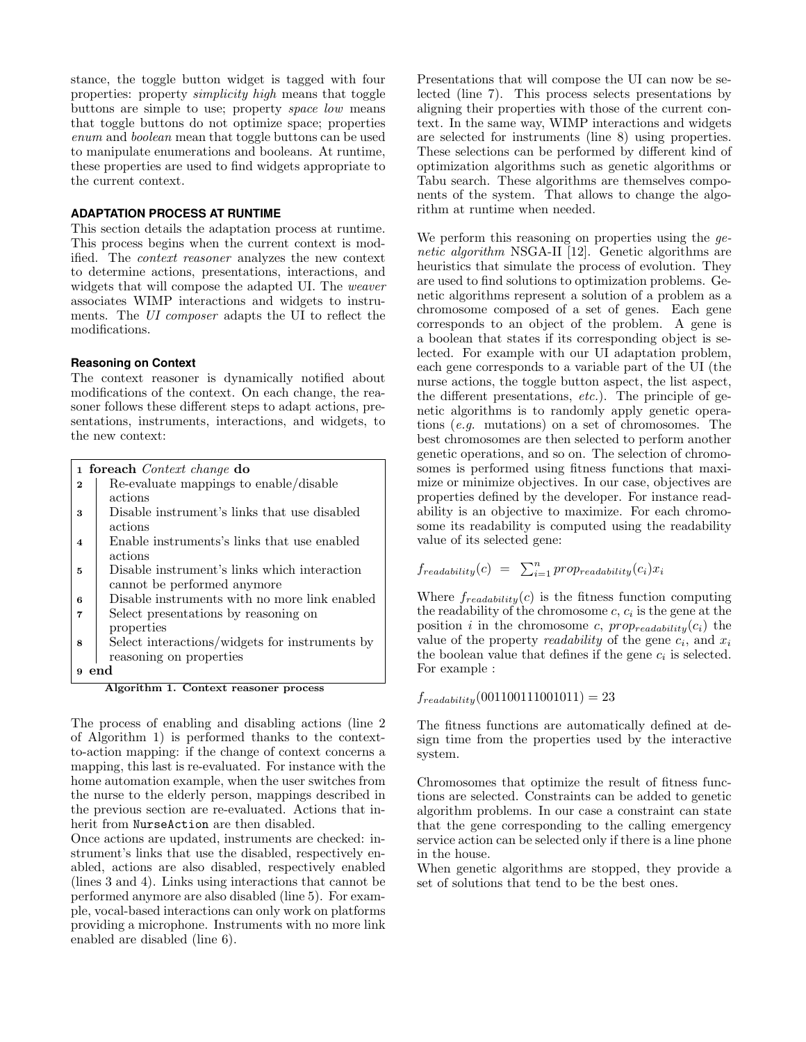stance, the toggle button widget is tagged with four properties: property *simplicity high* means that toggle buttons are simple to use; property *space low* means that toggle buttons do not optimize space; properties *enum* and *boolean* mean that toggle buttons can be used to manipulate enumerations and booleans. At runtime, these properties are used to find widgets appropriate to the current context.

## ADAPTATION PROCESS AT RUNTIME

This section details the adaptation process at runtime. This process begins when the current context is modified. The *context reasoner* analyzes the new context to determine actions, presentations, interactions, and widgets that will compose the adapted UI. The *weaver* associates WIMP interactions and widgets to instruments. The *UI composer* adapts the UI to reflect the modifications.

### Reasoning on Context

The context reasoner is dynamically notified about modifications of the context. On each change, the reasoner follows these different steps to adapt actions, presentations, instruments, interactions, and widgets, to the new context:

```
1 foreach Context change do
2     Re-evaluate mappings to enable/disable actions
3     Disable instrument's links that use disabled actions
4     Enable instruments's links that use enabled actions
5     Disable instrument's links which interaction cannot be performed anymore
6     Disable instruments with no more link enabled
7     Select presentations by reasoning on properties
8     Select interactions/widgets for instruments by reasoning on properties
9 end
```

**Algorithm 1. Context reasoner process**

The process of enabling and disabling actions (line 2 of Algorithm 1) is performed thanks to the context-to-action mapping: if the change of context concerns a mapping, this last is re-evaluated. For instance with the home automation example, when the user switches from the nurse to the elderly person, mappings described in the previous section are re-evaluated. Actions that inherit from NurseAction are then disabled.

Once actions are updated, instruments are checked: instrument's links that use the disabled, respectively enabled, actions are also disabled, respectively enabled (lines 3 and 4). Links using interactions that cannot be performed anymore are also disabled (line 5). For example, vocal-based interactions can only work on platforms providing a microphone. Instruments with no more link enabled are disabled (line 6).

Presentations that will compose the UI can now be selected (line 7). This process selects presentations by aligning their properties with those of the current context. In the same way, WIMP interactions and widgets are selected for instruments (line 8) using properties. These selections can be performed by different kind of optimization algorithms such as genetic algorithms or Tabu search. These algorithms are themselves components of the system. That allows to change the algorithm at runtime when needed.

We perform this reasoning on properties using the *genetic algorithm* NSGA-II [12]. Genetic algorithms are heuristics that simulate the process of evolution. They are used to find solutions to optimization problems. Genetic algorithms represent a solution of a problem as a chromosome composed of a set of genes. Each gene corresponds to an object of the problem. A gene is a boolean that states if its corresponding object is selected. For example with our UI adaptation problem, each gene corresponds to a variable part of the UI (the nurse actions, the toggle button aspect, the list aspect, the different presentations, *etc.*). The principle of genetic algorithms is to randomly apply genetic operations (*e.g.* mutations) on a set of chromosomes. The best chromosomes are then selected to perform another genetic operations, and so on. The selection of chromosomes is performed using fitness functions that maximize or minimize objectives. In our case, objectives are properties defined by the developer. For instance readability is an objective to maximize. For each chromosome its readability is computed using the readability value of its selected gene:

$$f_{readability}(c) = \sum_{i=1}^{n} prop_{readability}(c_i)x_i$$

Where $f_{readability}(c)$ is the fitness function computing the readability of the chromosome $c$, $c_i$ is the gene at the position $i$ in the chromosome $c$, $prop_{readability}(c_i)$ the value of the property *readability* of the gene $c_i$, and $x_i$ the boolean value that defines if the gene $c_i$ is selected. For example :

$$f_{readability}(001100111001011) = 23$$

The fitness functions are automatically defined at design time from the properties used by the interactive system.

Chromosomes that optimize the result of fitness functions are selected. Constraints can be added to genetic algorithm problems. In our case a constraint can state that the gene corresponding to the calling emergency service action can be selected only if there is a line phone in the house.

When genetic algorithms are stopped, they provide a set of solutions that tend to be the best ones.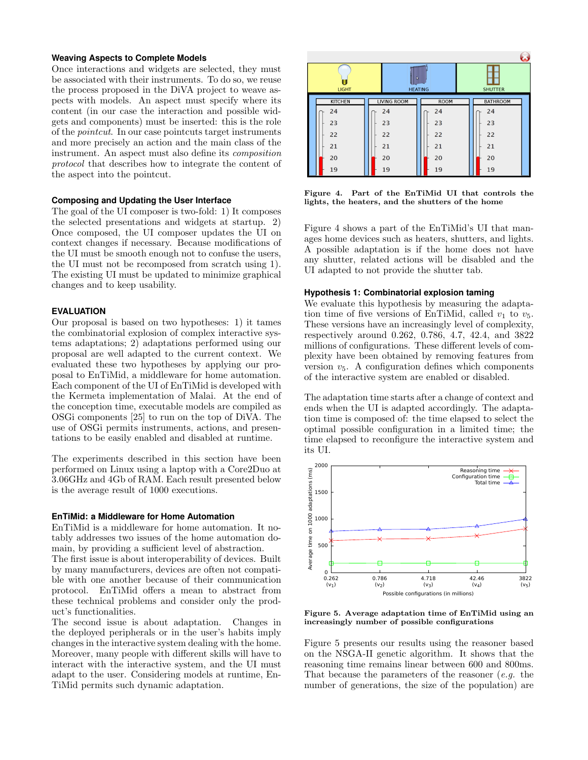### Weaving Aspects to Complete Models

Once interactions and widgets are selected, they must be associated with their instruments. To do so, we reuse the process proposed in the DiVA project to weave aspects with models. An aspect must specify where its content (in our case the interaction and possible widgets and components) must be inserted: this is the role of the *pointcut*. In our case pointcuts target instruments and more precisely an action and the main class of the instrument. An aspect must also define its *composition protocol* that describes how to integrate the content of the aspect into the pointcut.

### Composing and Updating the User Interface

The goal of the UI composer is two-fold: 1) It composes the selected presentations and widgets at startup. 2) Once composed, the UI composer updates the UI on context changes if necessary. Because modifications of the UI must be smooth enough not to confuse the users, the UI must not be recomposed from scratch using 1). The existing UI must be updated to minimize graphical changes and to keep usability.

## EVALUATION

Our proposal is based on two hypotheses: 1) it tames the combinatorial explosion of complex interactive systems adaptations; 2) adaptations performed using our proposal are well adapted to the current context. We evaluated these two hypotheses by applying our proposal to EnTiMid, a middleware for home automation. Each component of the UI of EnTiMid is developed with the Kermeta implementation of Malai. At the end of the conception time, executable models are compiled as OSGi components [25] to run on the top of DiVA. The use of OSGi permits instruments, actions, and presentations to be easily enabled and disabled at runtime.

The experiments described in this section have been performed on Linux using a laptop with a Core2Duo at 3.06GHz and 4Gb of RAM. Each result presented below is the average result of 1000 executions.

### EnTiMid: a Middleware for Home Automation

EnTiMid is a middleware for home automation. It notably addresses two issues of the home automation domain, by providing a sufficient level of abstraction.
The first issue is about interoperability of devices. Built by many manufacturers, devices are often not compatible with one another because of their communication protocol. EnTiMid offers a mean to abstract from these technical problems and consider only the product's functionalities.
The second issue is about adaptation. Changes in the deployed peripherals or in the user's habits imply changes in the interactive system dealing with the home. Moreover, many people with different skills will have to interact with the interactive system, and the UI must adapt to the user. Considering models at runtime, EnTiMid permits such dynamic adaptation.

**Figure 4. Part of the EnTiMid UI that controls the lights, the heaters, and the shutters of the home**

Figure 4 shows a part of the EnTiMid's UI that manages home devices such as heaters, shutters, and lights. A possible adaptation is if the home does not have any shutter, related actions will be disabled and the UI adapted to not provide the shutter tab.

### Hypothesis 1: Combinatorial explosion taming

We evaluate this hypothesis by measuring the adaptation time of five versions of EnTiMid, called $v_1$ to $v_5$. These versions have an increasingly level of complexity, respectively around 0.262, 0.786, 4.7, 42.4, and 3822 millions of configurations. These different levels of complexity have been obtained by removing features from version $v_5$. A configuration defines which components of the interactive system are enabled or disabled.

The adaptation time starts after a change of context and ends when the UI is adapted accordingly. The adaptation time is composed of: the time elapsed to select the optimal possible configuration in a limited time; the time elapsed to reconfigure the interactive system and its UI.

**Figure 5. Average adaptation time of EnTiMid using an increasingly number of possible configurations**

Figure 5 presents our results using the reasoner based on the NSGA-II genetic algorithm. It shows that the reasoning time remains linear between 600 and 800ms. That because the parameters of the reasoner (*e.g.* the number of generations, the size of the population) are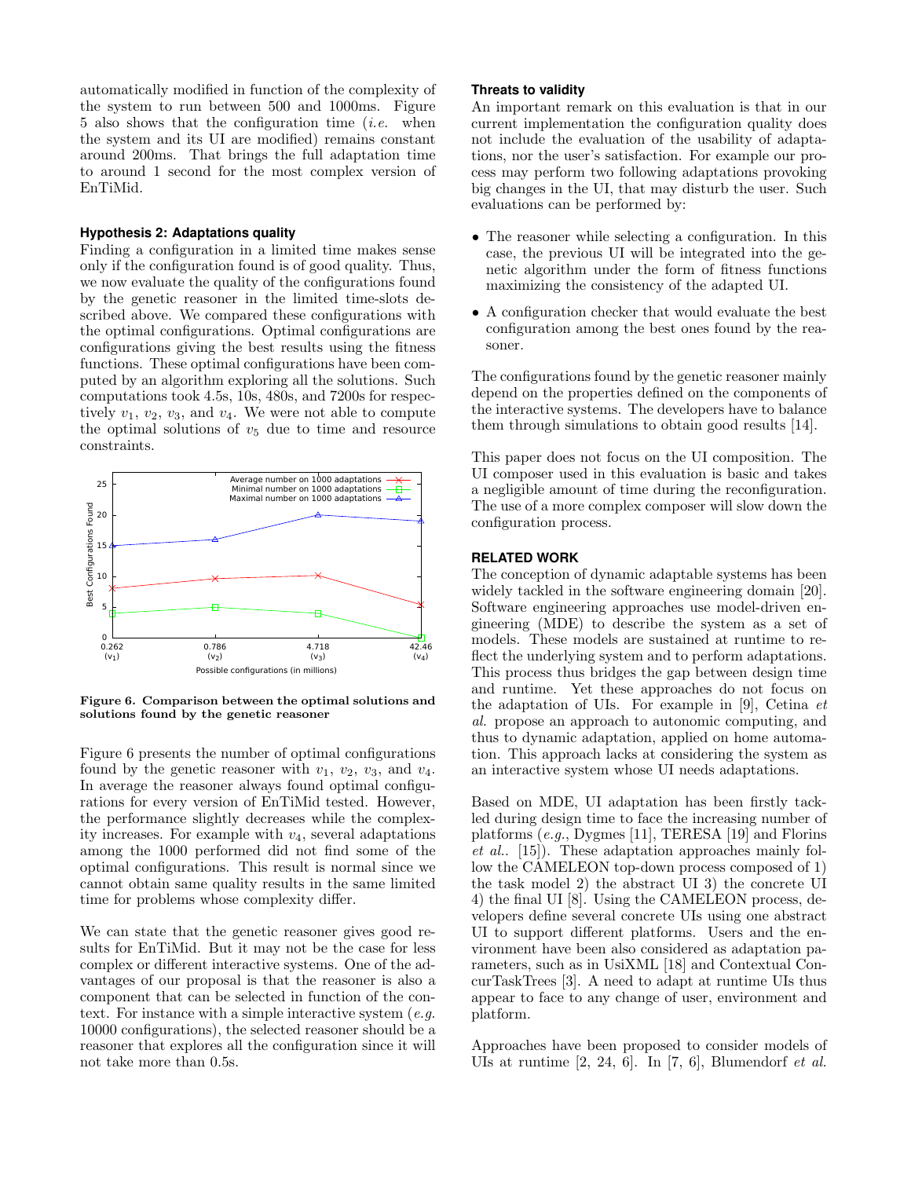automatically modified in function of the complexity of the system to run between 500 and 1000ms. Figure 5 also shows that the configuration time (*i.e.* when the system and its UI are modified) remains constant around 200ms. That brings the full adaptation time to around 1 second for the most complex version of EnTiMid.

#### Hypothesis 2: Adaptations quality

Finding a configuration in a limited time makes sense only if the configuration found is of good quality. Thus, we now evaluate the quality of the configurations found by the genetic reasoner in the limited time-slots described above. We compared these configurations with the optimal configurations. Optimal configurations are configurations giving the best results using the fitness functions. These optimal configurations have been computed by an algorithm exploring all the solutions. Such computations took 4.5s, 10s, 480s, and 7200s for respectively $v_1$, $v_2$, $v_3$, and $v_4$. We were not able to compute the optimal solutions of $v_5$ due to time and resource constraints.

**Figure 6. Comparison between the optimal solutions and solutions found by the genetic reasoner**

Figure 6 presents the number of optimal configurations found by the genetic reasoner with $v_1$, $v_2$, $v_3$, and $v_4$. In average the reasoner always found optimal configurations for every version of EnTiMid tested. However, the performance slightly decreases while the complexity increases. For example with $v_4$, several adaptations among the 1000 performed did not find some of the optimal configurations. This result is normal since we cannot obtain same quality results in the same limited time for problems whose complexity differ.

We can state that the genetic reasoner gives good results for EnTiMid. But it may not be the case for less complex or different interactive systems. One of the advantages of our proposal is that the reasoner is also a component that can be selected in function of the context. For instance with a simple interactive system (*e.g.* 10000 configurations), the selected reasoner should be a reasoner that explores all the configuration since it will not take more than 0.5s.

#### Threats to validity

An important remark on this evaluation is that in our current implementation the configuration quality does not include the evaluation of the usability of adaptations, nor the user's satisfaction. For example our process may perform two following adaptations provoking big changes in the UI, that may disturb the user. Such evaluations can be performed by:

- The reasoner while selecting a configuration. In this case, the previous UI will be integrated into the genetic algorithm under the form of fitness functions maximizing the consistency of the adapted UI.
- A configuration checker that would evaluate the best configuration among the best ones found by the reasoner.

The configurations found by the genetic reasoner mainly depend on the properties defined on the components of the interactive systems. The developers have to balance them through simulations to obtain good results [14].

This paper does not focus on the UI composition. The UI composer used in this evaluation is basic and takes a negligible amount of time during the reconfiguration. The use of a more complex composer will slow down the configuration process.

## RELATED WORK

The conception of dynamic adaptable systems has been widely tackled in the software engineering domain [20]. Software engineering approaches use model-driven engineering (MDE) to describe the system as a set of models. These models are sustained at runtime to reflect the underlying system and to perform adaptations. This process thus bridges the gap between design time and runtime. Yet these approaches do not focus on the adaptation of UIs. For example in [9], Cetina *et al.* propose an approach to autonomic computing, and thus to dynamic adaptation, applied on home automation. This approach lacks at considering the system as an interactive system whose UI needs adaptations.

Based on MDE, UI adaptation has been firstly tackled during design time to face the increasing number of platforms (*e.g.*, Dygmes [11], TERESA [19] and Florins *et al.*. [15]). These adaptation approaches mainly follow the CAMELEON top-down process composed of 1) the task model 2) the abstract UI 3) the concrete UI 4) the final UI [8]. Using the CAMELEON process, developers define several concrete UIs using one abstract UI to support different platforms. Users and the environment have been also considered as adaptation parameters, such as in UsiXML [18] and Contextual ConcurTaskTrees [3]. A need to adapt at runtime UIs thus appear to face to any change of user, environment and platform.

Approaches have been proposed to consider models of UIs at runtime [2, 24, 6]. In [7, 6], Blumendorf *et al.*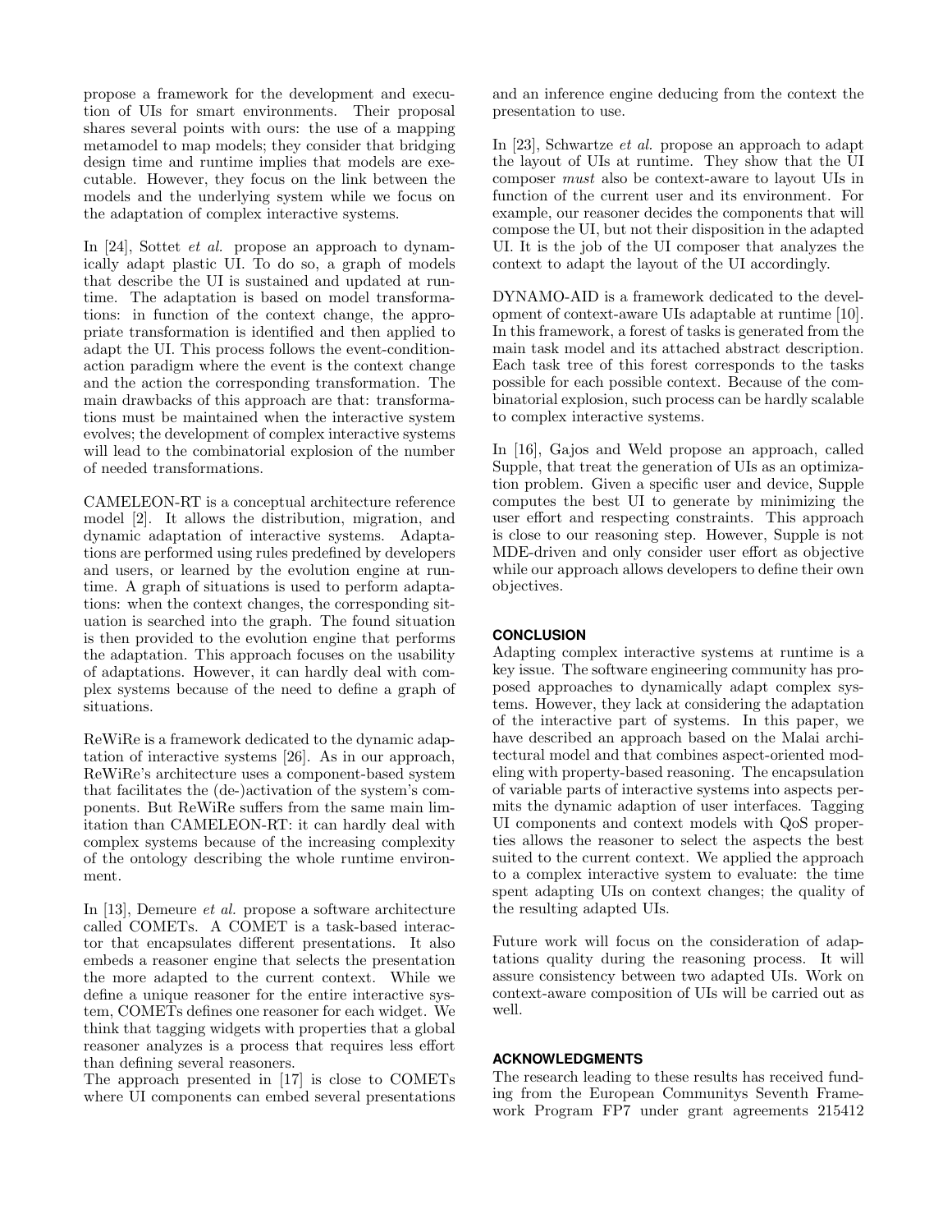propose a framework for the development and execution of UIs for smart environments. Their proposal shares several points with ours: the use of a mapping metamodel to map models; they consider that bridging design time and runtime implies that models are executable. However, they focus on the link between the models and the underlying system while we focus on the adaptation of complex interactive systems.

In [24], Sottet *et al.* propose an approach to dynamically adapt plastic UI. To do so, a graph of models that describe the UI is sustained and updated at runtime. The adaptation is based on model transformations: in function of the context change, the appropriate transformation is identified and then applied to adapt the UI. This process follows the event-condition-action paradigm where the event is the context change and the action the corresponding transformation. The main drawbacks of this approach are that: transformations must be maintained when the interactive system evolves; the development of complex interactive systems will lead to the combinatorial explosion of the number of needed transformations.

CAMELEON-RT is a conceptual architecture reference model [2]. It allows the distribution, migration, and dynamic adaptation of interactive systems. Adaptations are performed using rules predefined by developers and users, or learned by the evolution engine at runtime. A graph of situations is used to perform adaptations: when the context changes, the corresponding situation is searched into the graph. The found situation is then provided to the evolution engine that performs the adaptation. This approach focuses on the usability of adaptations. However, it can hardly deal with complex systems because of the need to define a graph of situations.

ReWiRe is a framework dedicated to the dynamic adaptation of interactive systems [26]. As in our approach, ReWiRe's architecture uses a component-based system that facilitates the (de-)activation of the system's components. But ReWiRe suffers from the same main limitation than CAMELEON-RT: it can hardly deal with complex systems because of the increasing complexity of the ontology describing the whole runtime environment.

In [13], Demeure *et al.* propose a software architecture called COMETs. A COMET is a task-based interactor that encapsulates different presentations. It also embeds a reasoner engine that selects the presentation the more adapted to the current context. While we define a unique reasoner for the entire interactive system, COMETs defines one reasoner for each widget. We think that tagging widgets with properties that a global reasoner analyzes is a process that requires less effort than defining several reasoners.

The approach presented in [17] is close to COMETs where UI components can embed several presentations and an inference engine deducing from the context the presentation to use.

In [23], Schwartze *et al.* propose an approach to adapt the layout of UIs at runtime. They show that the UI composer *must* also be context-aware to layout UIs in function of the current user and its environment. For example, our reasoner decides the components that will compose the UI, but not their disposition in the adapted UI. It is the job of the UI composer that analyzes the context to adapt the layout of the UI accordingly.

DYNAMO-AID is a framework dedicated to the development of context-aware UIs adaptable at runtime [10]. In this framework, a forest of tasks is generated from the main task model and its attached abstract description. Each task tree of this forest corresponds to the tasks possible for each possible context. Because of the combinatorial explosion, such process can be hardly scalable to complex interactive systems.

In [16], Gajos and Weld propose an approach, called Supple, that treat the generation of UIs as an optimization problem. Given a specific user and device, Supple computes the best UI to generate by minimizing the user effort and respecting constraints. This approach is close to our reasoning step. However, Supple is not MDE-driven and only consider user effort as objective while our approach allows developers to define their own objectives.

## CONCLUSION

Adapting complex interactive systems at runtime is a key issue. The software engineering community has proposed approaches to dynamically adapt complex systems. However, they lack at considering the adaptation of the interactive part of systems. In this paper, we have described an approach based on the Malai architectural model and that combines aspect-oriented modeling with property-based reasoning. The encapsulation of variable parts of interactive systems into aspects permits the dynamic adaption of user interfaces. Tagging UI components and context models with QoS properties allows the reasoner to select the aspects the best suited to the current context. We applied the approach to a complex interactive system to evaluate: the time spent adapting UIs on context changes; the quality of the resulting adapted UIs.

Future work will focus on the consideration of adaptations quality during the reasoning process. It will assure consistency between two adapted UIs. Work on context-aware composition of UIs will be carried out as well.

## ACKNOWLEDGMENTS

The research leading to these results has received funding from the European Communitys Seventh Framework Program FP7 under grant agreements 215412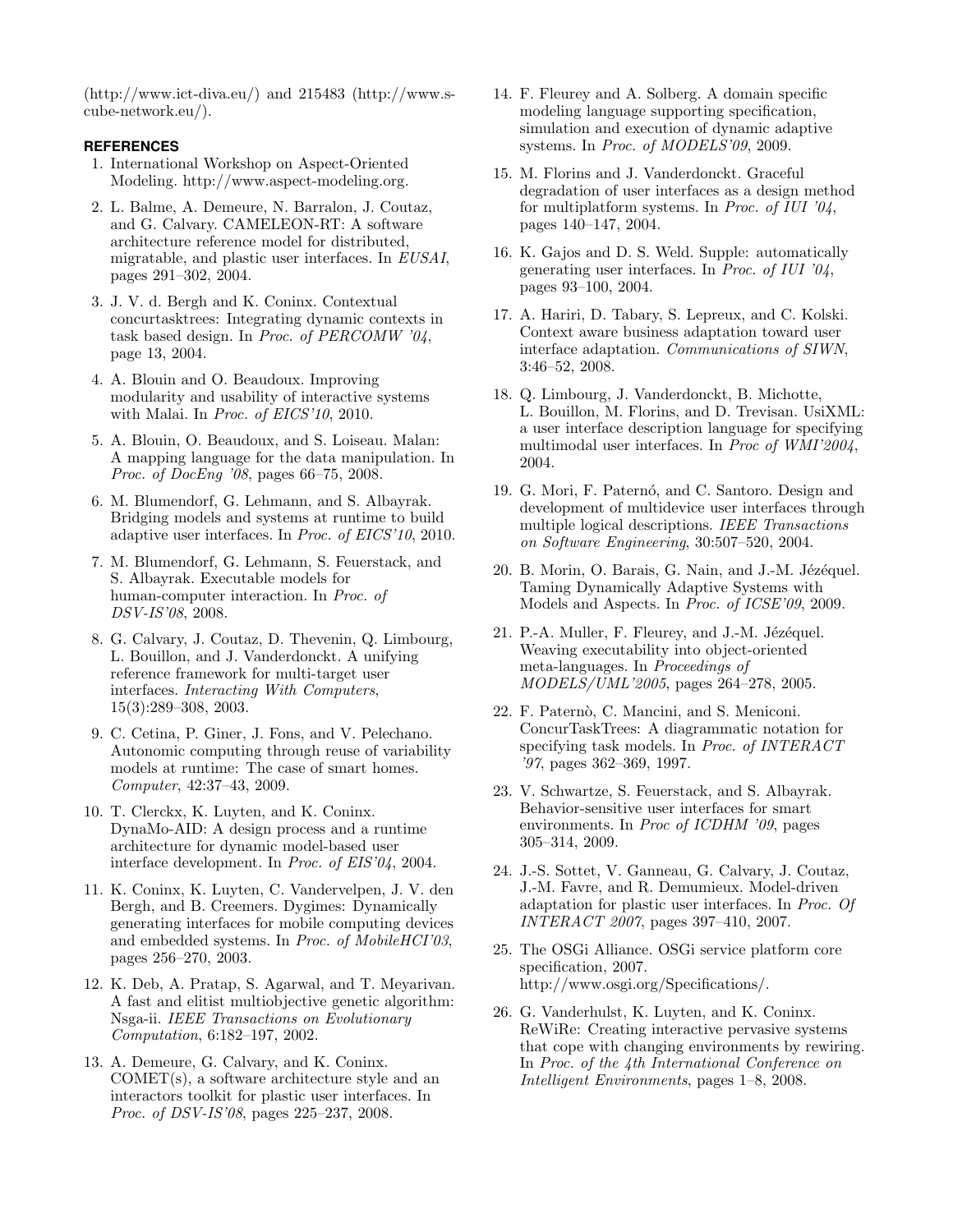(http://www.ict-diva.eu/) and 215483 (http://www.s-cube-network.eu/).

## REFERENCES

1. International Workshop on Aspect-Oriented Modeling. http://www.aspect-modeling.org.
2. L. Balme, A. Demeure, N. Barralon, J. Coutaz, and G. Calvary. CAMELEON-RT: A software architecture reference model for distributed, migratable, and plastic user interfaces. In *EUSAI*, pages 291–302, 2004.
3. J. V. d. Bergh and K. Coninx. Contextual concurtasktrees: Integrating dynamic contexts in task based design. In *Proc. of PERCOMW '04*, page 13, 2004.
4. A. Blouin and O. Beaudoux. Improving modularity and usability of interactive systems with Malai. In *Proc. of EICS'10*, 2010.
5. A. Blouin, O. Beaudoux, and S. Loiseau. Malan: A mapping language for the data manipulation. In *Proc. of DocEng '08*, pages 66–75, 2008.
6. M. Blumendorf, G. Lehmann, and S. Albayrak. Bridging models and systems at runtime to build adaptive user interfaces. In *Proc. of EICS'10*, 2010.
7. M. Blumendorf, G. Lehmann, S. Feuerstack, and S. Albayrak. Executable models for human-computer interaction. In *Proc. of DSV-IS'08*, 2008.
8. G. Calvary, J. Coutaz, D. Thevenin, Q. Limbourg, L. Bouillon, and J. Vanderdonckt. A unifying reference framework for multi-target user interfaces. *Interacting With Computers*, 15(3):289–308, 2003.
9. C. Cetina, P. Giner, J. Fons, and V. Pelechano. Autonomic computing through reuse of variability models at runtime: The case of smart homes. *Computer*, 42:37–43, 2009.
10. T. Clerckx, K. Luyten, and K. Coninx. DynaMo-AID: A design process and a runtime architecture for dynamic model-based user interface development. In *Proc. of EIS'04*, 2004.
11. K. Coninx, K. Luyten, C. Vandervelpen, J. V. den Bergh, and B. Creemers. Dygimes: Dynamically generating interfaces for mobile computing devices and embedded systems. In *Proc. of MobileHCI'03*, pages 256–270, 2003.
12. K. Deb, A. Pratap, S. Agarwal, and T. Meyarivan. A fast and elitist multiobjective genetic algorithm: Nsga-ii. *IEEE Transactions on Evolutionary Computation*, 6:182–197, 2002.
13. A. Demeure, G. Calvary, and K. Coninx. COMET(s), a software architecture style and an interactors toolkit for plastic user interfaces. In *Proc. of DSV-IS'08*, pages 225–237, 2008.
14. F. Fleurey and A. Solberg. A domain specific modeling language supporting specification, simulation and execution of dynamic adaptive systems. In *Proc. of MODELS'09*, 2009.
15. M. Florins and J. Vanderdonckt. Graceful degradation of user interfaces as a design method for multiplatform systems. In *Proc. of IUI '04*, pages 140–147, 2004.
16. K. Gajos and D. S. Weld. Supple: automatically generating user interfaces. In *Proc. of IUI '04*, pages 93–100, 2004.
17. A. Hariri, D. Tabary, S. Lepreux, and C. Kolski. Context aware business adaptation toward user interface adaptation. *Communications of SIWN*, 3:46–52, 2008.
18. Q. Limbourg, J. Vanderdonckt, B. Michotte, L. Bouillon, M. Florins, and D. Trevisan. UsiXML: a user interface description language for specifying multimodal user interfaces. In *Proc of WMI'2004*, 2004.
19. G. Mori, F. Paternó, and C. Santoro. Design and development of multidevice user interfaces through multiple logical descriptions. *IEEE Transactions on Software Engineering*, 30:507–520, 2004.
20. B. Morin, O. Barais, G. Nain, and J.-M. Jézéquel. Taming Dynamically Adaptive Systems with Models and Aspects. In *Proc. of ICSE'09*, 2009.
21. P.-A. Muller, F. Fleurey, and J.-M. Jézéquel. Weaving executability into object-oriented meta-languages. In *Proceedings of MODELS/UML'2005*, pages 264–278, 2005.
22. F. Paternò, C. Mancini, and S. Meniconi. ConcurTaskTrees: A diagrammatic notation for specifying task models. In *Proc. of INTERACT '97*, pages 362–369, 1997.
23. V. Schwartze, S. Feuerstack, and S. Albayrak. Behavior-sensitive user interfaces for smart environments. In *Proc of ICDHM '09*, pages 305–314, 2009.
24. J.-S. Sottet, V. Ganneau, G. Calvary, J. Coutaz, J.-M. Favre, and R. Demumieux. Model-driven adaptation for plastic user interfaces. In *Proc. Of INTERACT 2007*, pages 397–410, 2007.
25. The OSGi Alliance. OSGi service platform core specification, 2007. http://www.osgi.org/Specifications/.
26. G. Vanderhulst, K. Luyten, and K. Coninx. ReWiRe: Creating interactive pervasive systems that cope with changing environments by rewiring. In *Proc. of the 4th International Conference on Intelligent Environments*, pages 1–8, 2008.